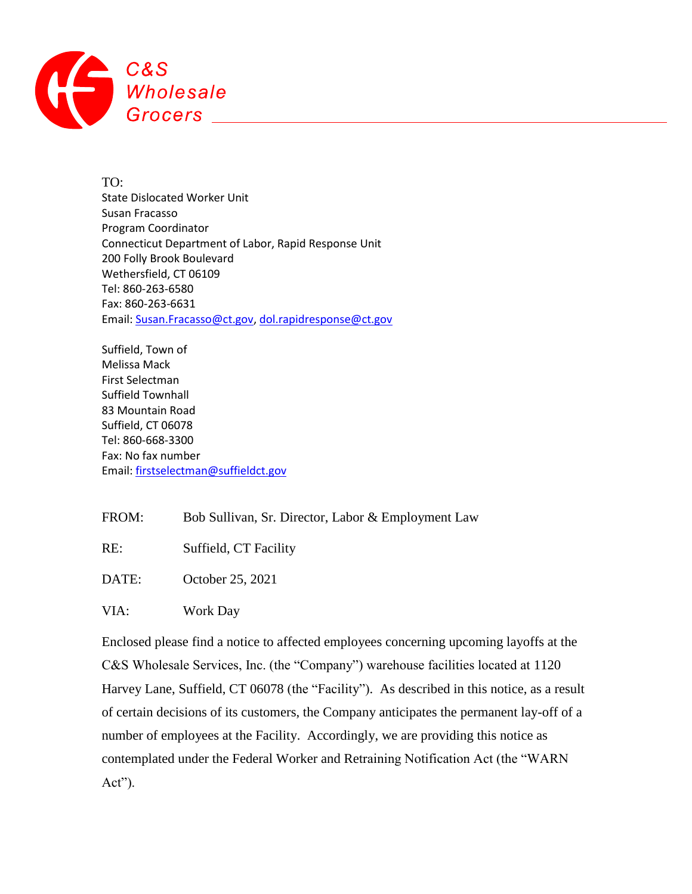C&S Wholesale Grocers

TO:
State Dislocated Worker Unit
Susan Fracasso
Program Coordinator
Connecticut Department of Labor, Rapid Response Unit
200 Folly Brook Boulevard
Wethersfield, CT 06109
Tel: 860-263-6580
Fax: 860-263-6631
Email: Susan.Fracasso@ct.gov, dol.rapidresponse@ct.gov

Suffield, Town of
Melissa Mack
First Selectman
Suffield Townhall
83 Mountain Road
Suffield, CT 06078
Tel: 860-668-3300
Fax: No fax number
Email: firstselectman@suffieldct.gov

FROM: Bob Sullivan, Sr. Director, Labor & Employment Law

RE: Suffield, CT Facility

DATE: October 25, 2021

VIA: Work Day

Enclosed please find a notice to affected employees concerning upcoming layoffs at the C&S Wholesale Services, Inc. (the "Company") warehouse facilities located at 1120 Harvey Lane, Suffield, CT 06078 (the "Facility"). As described in this notice, as a result of certain decisions of its customers, the Company anticipates the permanent lay-off of a number of employees at the Facility. Accordingly, we are providing this notice as contemplated under the Federal Worker and Retraining Notification Act (the "WARN Act").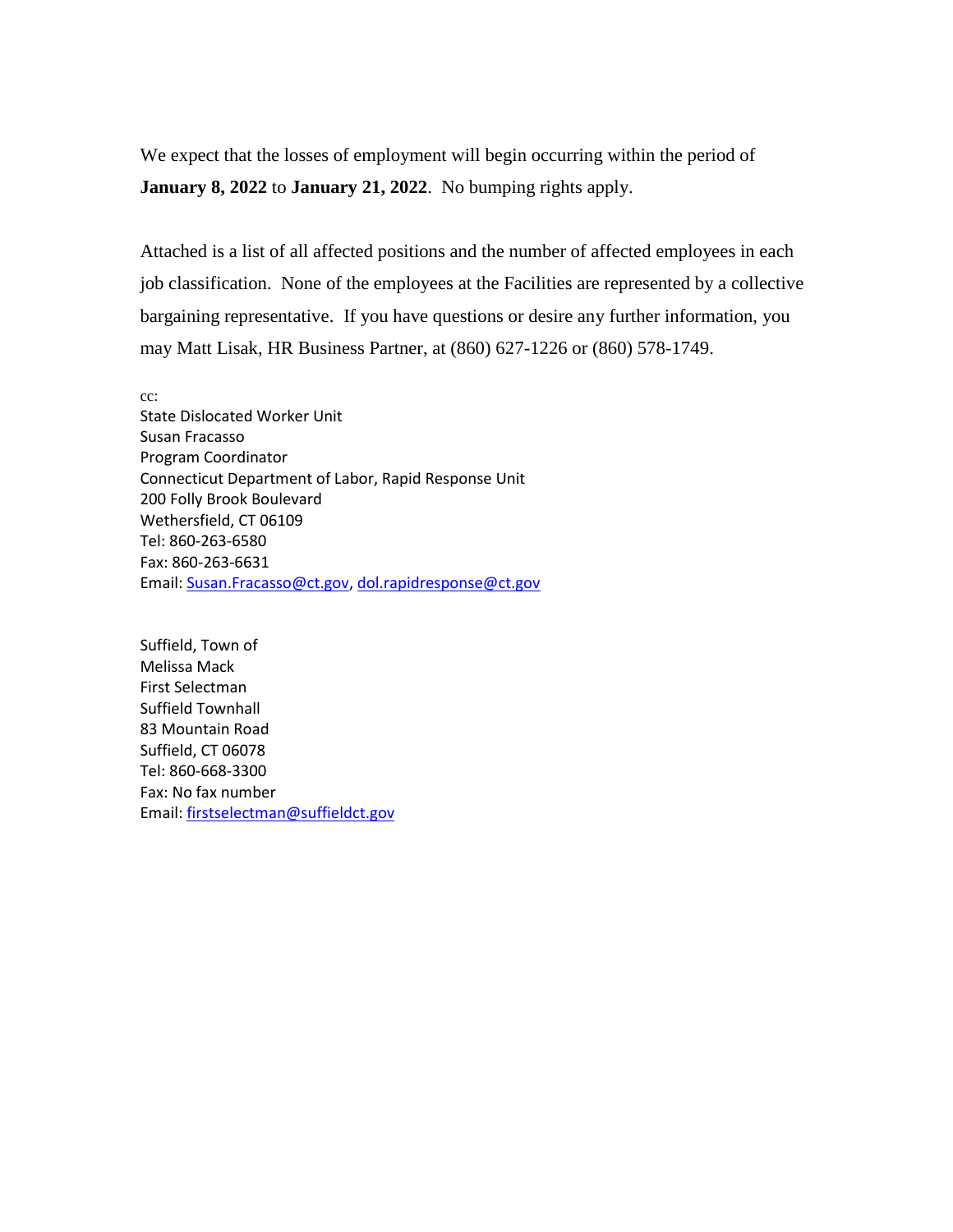We expect that the losses of employment will begin occurring within the period of **January 8, 2022** to **January 21, 2022**. No bumping rights apply.

Attached is a list of all affected positions and the number of affected employees in each job classification. None of the employees at the Facilities are represented by a collective bargaining representative. If you have questions or desire any further information, you may Matt Lisak, HR Business Partner, at (860) 627-1226 or (860) 578-1749.

cc:
State Dislocated Worker Unit
Susan Fracasso
Program Coordinator
Connecticut Department of Labor, Rapid Response Unit
200 Folly Brook Boulevard
Wethersfield, CT 06109
Tel: 860-263-6580
Fax: 860-263-6631
Email: Susan.Fracasso@ct.gov, dol.rapidresponse@ct.gov

Suffield, Town of
Melissa Mack
First Selectman
Suffield Townhall
83 Mountain Road
Suffield, CT 06078
Tel: 860-668-3300
Fax: No fax number
Email: firstselectman@suffieldct.gov